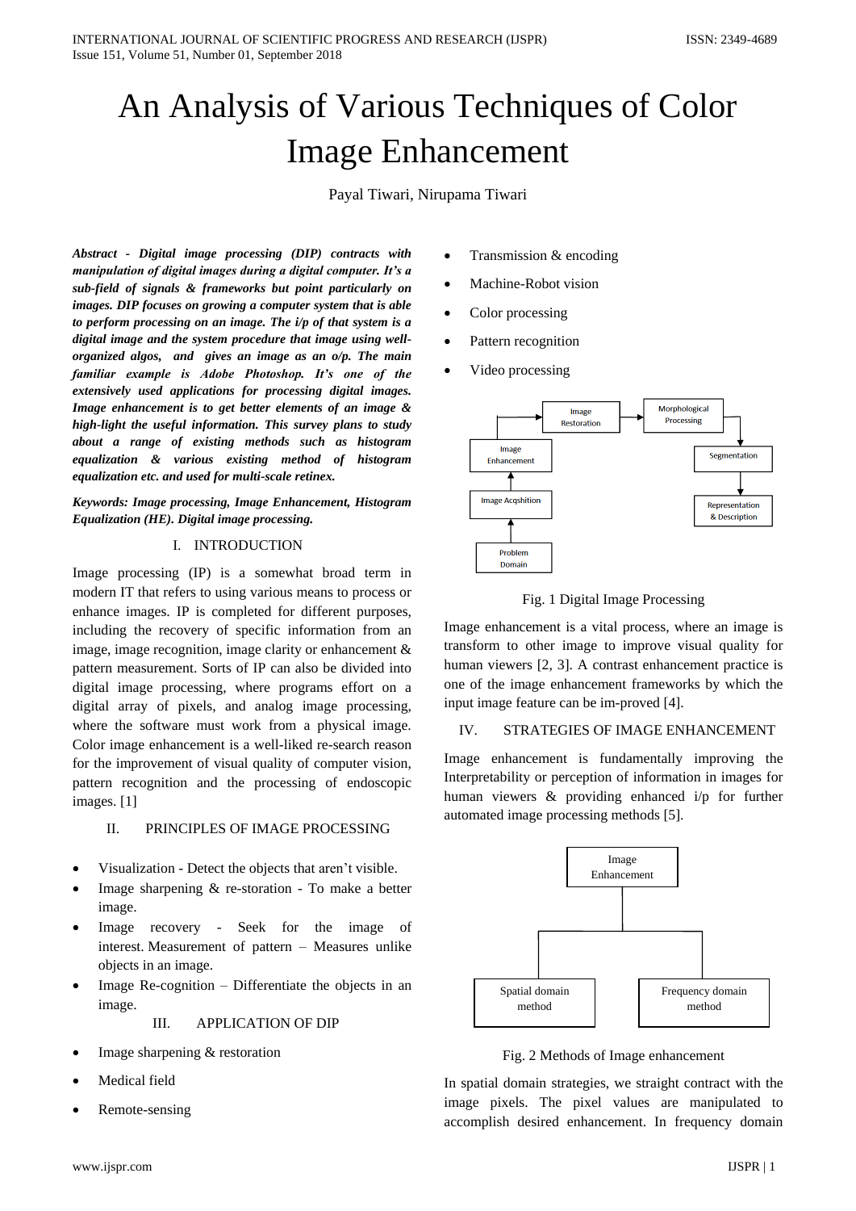# An Analysis of Various Techniques of Color Image Enhancement

Payal Tiwari, Nirupama Tiwari

***Abstract - Digital image processing (DIP) contracts with manipulation of digital images during a digital computer. It's a sub-field of signals & frameworks but point particularly on images. DIP focuses on growing a computer system that is able to perform processing on an image. The i/p of that system is a digital image and the system procedure that image using well-organized algos, and gives an image as an o/p. The main familiar example is Adobe Photoshop. It's one of the extensively used applications for processing digital images. Image enhancement is to get better elements of an image & high-light the useful information. This survey plans to study about a range of existing methods such as histogram equalization & various existing method of histogram equalization etc. and used for multi-scale retinex.***

***Keywords: Image processing, Image Enhancement, Histogram Equalization (HE). Digital image processing.***

## I. INTRODUCTION

Image processing (IP) is a somewhat broad term in modern IT that refers to using various means to process or enhance images. IP is completed for different purposes, including the recovery of specific information from an image, image recognition, image clarity or enhancement & pattern measurement. Sorts of IP can also be divided into digital image processing, where programs effort on a digital array of pixels, and analog image processing, where the software must work from a physical image. Color image enhancement is a well-liked re-search reason for the improvement of visual quality of computer vision, pattern recognition and the processing of endoscopic images. [1]

## II. PRINCIPLES OF IMAGE PROCESSING

- Visualization - Detect the objects that aren't visible.
- Image sharpening & re-storation - To make a better image.
- Image recovery - Seek for the image of interest. Measurement of pattern – Measures unlike objects in an image.
- Image Re-cognition – Differentiate the objects in an image.

## III. APPLICATION OF DIP

- Image sharpening & restoration
- Medical field
- Remote-sensing
- Transmission & encoding
- Machine-Robot vision
- Color processing
- Pattern recognition
- Video processing

Fig. 1 Digital Image Processing

Image enhancement is a vital process, where an image is transform to other image to improve visual quality for human viewers [2, 3]. A contrast enhancement practice is one of the image enhancement frameworks by which the input image feature can be im-proved [4].

## IV. STRATEGIES OF IMAGE ENHANCEMENT

Image enhancement is fundamentally improving the Interpretability or perception of information in images for human viewers & providing enhanced i/p for further automated image processing methods [5].

Fig. 2 Methods of Image enhancement

In spatial domain strategies, we straight contract with the image pixels. The pixel values are manipulated to accomplish desired enhancement. In frequency domain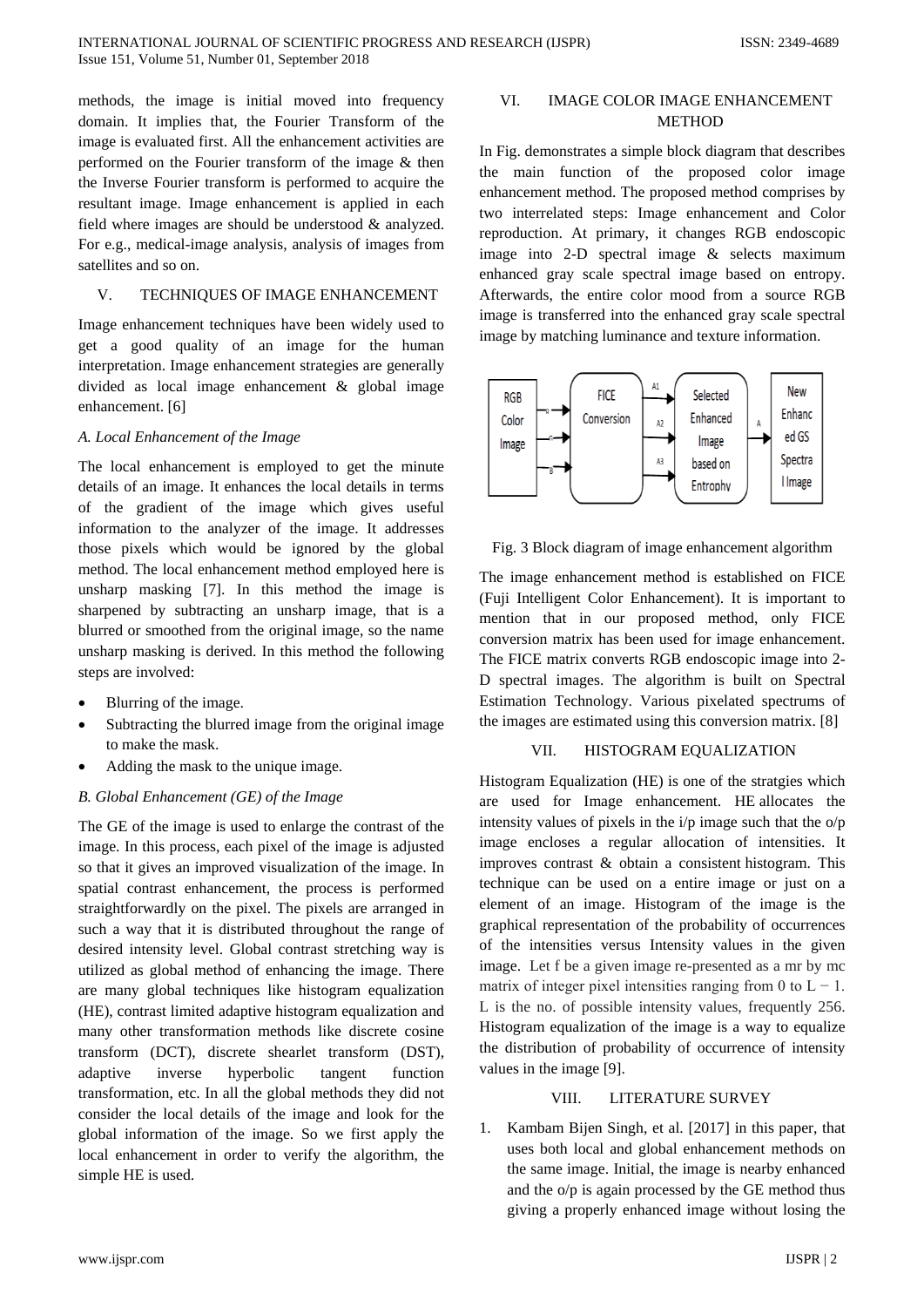methods, the image is initial moved into frequency domain. It implies that, the Fourier Transform of the image is evaluated first. All the enhancement activities are performed on the Fourier transform of the image & then the Inverse Fourier transform is performed to acquire the resultant image. Image enhancement is applied in each field where images are should be understood & analyzed. For e.g., medical-image analysis, analysis of images from satellites and so on.

## V. TECHNIQUES OF IMAGE ENHANCEMENT

Image enhancement techniques have been widely used to get a good quality of an image for the human interpretation. Image enhancement strategies are generally divided as local image enhancement & global image enhancement. [6]

### *A. Local Enhancement of the Image*

The local enhancement is employed to get the minute details of an image. It enhances the local details in terms of the gradient of the image which gives useful information to the analyzer of the image. It addresses those pixels which would be ignored by the global method. The local enhancement method employed here is unsharp masking [7]. In this method the image is sharpened by subtracting an unsharp image, that is a blurred or smoothed from the original image, so the name unsharp masking is derived. In this method the following steps are involved:

- Blurring of the image.
- Subtracting the blurred image from the original image to make the mask.
- Adding the mask to the unique image.

### *B. Global Enhancement (GE) of the Image*

The GE of the image is used to enlarge the contrast of the image. In this process, each pixel of the image is adjusted so that it gives an improved visualization of the image. In spatial contrast enhancement, the process is performed straightforwardly on the pixel. The pixels are arranged in such a way that it is distributed throughout the range of desired intensity level. Global contrast stretching way is utilized as global method of enhancing the image. There are many global techniques like histogram equalization (HE), contrast limited adaptive histogram equalization and many other transformation methods like discrete cosine transform (DCT), discrete shearlet transform (DST), adaptive inverse hyperbolic tangent function transformation, etc. In all the global methods they did not consider the local details of the image and look for the global information of the image. So we first apply the local enhancement in order to verify the algorithm, the simple HE is used.

## VI. IMAGE COLOR IMAGE ENHANCEMENT METHOD

In Fig. demonstrates a simple block diagram that describes the main function of the proposed color image enhancement method. The proposed method comprises by two interrelated steps: Image enhancement and Color reproduction. At primary, it changes RGB endoscopic image into 2-D spectral image & selects maximum enhanced gray scale spectral image based on entropy. Afterwards, the entire color mood from a source RGB image is transferred into the enhanced gray scale spectral image by matching luminance and texture information.

Fig. 3 Block diagram of image enhancement algorithm

The image enhancement method is established on FICE (Fuji Intelligent Color Enhancement). It is important to mention that in our proposed method, only FICE conversion matrix has been used for image enhancement. The FICE matrix converts RGB endoscopic image into 2-D spectral images. The algorithm is built on Spectral Estimation Technology. Various pixelated spectrums of the images are estimated using this conversion matrix. [8]

## VII. HISTOGRAM EQUALIZATION

Histogram Equalization (HE) is one of the stratgies which are used for Image enhancement. HE allocates the intensity values of pixels in the i/p image such that the o/p image encloses a regular allocation of intensities. It improves contrast & obtain a consistent histogram. This technique can be used on a entire image or just on a element of an image. Histogram of the image is the graphical representation of the probability of occurrences of the intensities versus Intensity values in the given image. Let f be a given image re-presented as a mr by mc matrix of integer pixel intensities ranging from 0 to $L - 1$. L is the no. of possible intensity values, frequently 256. Histogram equalization of the image is a way to equalize the distribution of probability of occurrence of intensity values in the image [9].

## VIII. LITERATURE SURVEY

1. Kambam Bijen Singh, et al. [2017] in this paper, that uses both local and global enhancement methods on the same image. Initial, the image is nearby enhanced and the o/p is again processed by the GE method thus giving a properly enhanced image without losing the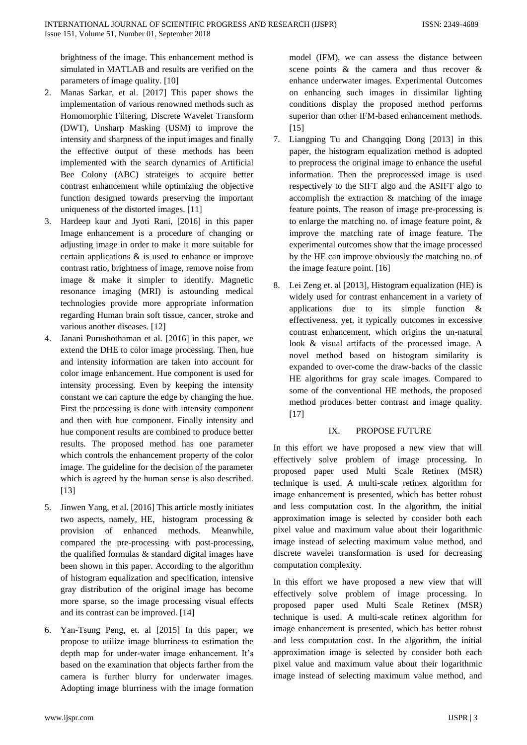brightness of the image. This enhancement method is simulated in MATLAB and results are verified on the parameters of image quality. [10]

2. Manas Sarkar, et al. [2017] This paper shows the implementation of various renowned methods such as Homomorphic Filtering, Discrete Wavelet Transform (DWT), Unsharp Masking (USM) to improve the intensity and sharpness of the input images and finally the effective output of these methods has been implemented with the search dynamics of Artificial Bee Colony (ABC) strateiges to acquire better contrast enhancement while optimizing the objective function designed towards preserving the important uniqueness of the distorted images. [11]
3. Hardeep kaur and Jyoti Rani, [2016] in this paper Image enhancement is a procedure of changing or adjusting image in order to make it more suitable for certain applications & is used to enhance or improve contrast ratio, brightness of image, remove noise from image & make it simpler to identify. Magnetic resonance imaging (MRI) is astounding medical technologies provide more appropriate information regarding Human brain soft tissue, cancer, stroke and various another diseases. [12]
4. Janani Purushothaman et al. [2016] in this paper, we extend the DHE to color image processing. Then, hue and intensity information are taken into account for color image enhancement. Hue component is used for intensity processing. Even by keeping the intensity constant we can capture the edge by changing the hue. First the processing is done with intensity component and then with hue component. Finally intensity and hue component results are combined to produce better results. The proposed method has one parameter which controls the enhancement property of the color image. The guideline for the decision of the parameter which is agreed by the human sense is also described. [13]
5. Jinwen Yang, et al. [2016] This article mostly initiates two aspects, namely, HE, histogram processing & provision of enhanced methods. Meanwhile, compared the pre-processing with post-processing, the qualified formulas & standard digital images have been shown in this paper. According to the algorithm of histogram equalization and specification, intensive gray distribution of the original image has become more sparse, so the image processing visual effects and its contrast can be improved. [14]
6. Yan-Tsung Peng, et. al [2015] In this paper, we propose to utilize image blurriness to estimation the depth map for under-water image enhancement. It's based on the examination that objects farther from the camera is further blurry for underwater images. Adopting image blurriness with the image formation model (IFM), we can assess the distance between scene points & the camera and thus recover & enhance underwater images. Experimental Outcomes on enhancing such images in dissimilar lighting conditions display the proposed method performs superior than other IFM-based enhancement methods. [15]
7. Liangping Tu and Changqing Dong [2013] in this paper, the histogram equalization method is adopted to preprocess the original image to enhance the useful information. Then the preprocessed image is used respectively to the SIFT algo and the ASIFT algo to accomplish the extraction & matching of the image feature points. The reason of image pre-processing is to enlarge the matching no. of image feature point, & improve the matching rate of image feature. The experimental outcomes show that the image processed by the HE can improve obviously the matching no. of the image feature point. [16]
8. Lei Zeng et. al [2013], Histogram equalization (HE) is widely used for contrast enhancement in a variety of applications due to its simple function & effectiveness. yet, it typically outcomes in excessive contrast enhancement, which origins the un-natural look & visual artifacts of the processed image. A novel method based on histogram similarity is expanded to over-come the draw-backs of the classic HE algorithms for gray scale images. Compared to some of the conventional HE methods, the proposed method produces better contrast and image quality. [17]

## IX. PROPOSE FUTURE

In this effort we have proposed a new view that will effectively solve problem of image processing. In proposed paper used Multi Scale Retinex (MSR) technique is used. A multi-scale retinex algorithm for image enhancement is presented, which has better robust and less computation cost. In the algorithm, the initial approximation image is selected by consider both each pixel value and maximum value about their logarithmic image instead of selecting maximum value method, and discrete wavelet transformation is used for decreasing computation complexity.

In this effort we have proposed a new view that will effectively solve problem of image processing. In proposed paper used Multi Scale Retinex (MSR) technique is used. A multi-scale retinex algorithm for image enhancement is presented, which has better robust and less computation cost. In the algorithm, the initial approximation image is selected by consider both each pixel value and maximum value about their logarithmic image instead of selecting maximum value method, and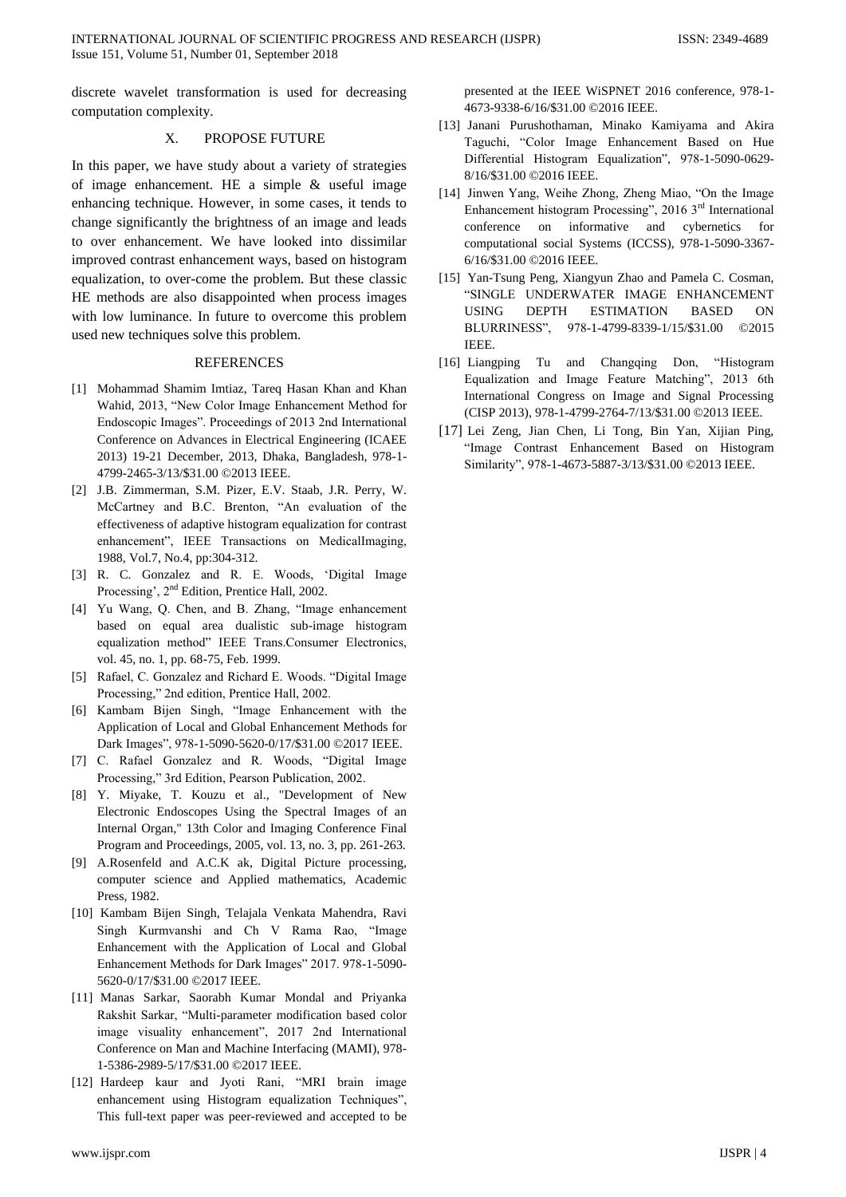discrete wavelet transformation is used for decreasing computation complexity.

## X. PROPOSE FUTURE

In this paper, we have study about a variety of strategies of image enhancement. HE a simple & useful image enhancing technique. However, in some cases, it tends to change significantly the brightness of an image and leads to over enhancement. We have looked into dissimilar improved contrast enhancement ways, based on histogram equalization, to over-come the problem. But these classic HE methods are also disappointed when process images with low luminance. In future to overcome this problem used new techniques solve this problem.

## REFERENCES

[1] Mohammad Shamim Imtiaz, Tareq Hasan Khan and Khan Wahid, 2013, "New Color Image Enhancement Method for Endoscopic Images". Proceedings of 2013 2nd International Conference on Advances in Electrical Engineering (ICAEE 2013) 19-21 December, 2013, Dhaka, Bangladesh, 978-1-4799-2465-3/13/$31.00 ©2013 IEEE.

[2] J.B. Zimmerman, S.M. Pizer, E.V. Staab, J.R. Perry, W. McCartney and B.C. Brenton, "An evaluation of the effectiveness of adaptive histogram equalization for contrast enhancement", IEEE Transactions on MedicalImaging, 1988, Vol.7, No.4, pp:304-312.

[3] R. C. Gonzalez and R. E. Woods, 'Digital Image Processing', 2nd Edition, Prentice Hall, 2002.

[4] Yu Wang, Q. Chen, and B. Zhang, "Image enhancement based on equal area dualistic sub-image histogram equalization method" IEEE Trans.Consumer Electronics, vol. 45, no. 1, pp. 68-75, Feb. 1999.

[5] Rafael, C. Gonzalez and Richard E. Woods. "Digital Image Processing," 2nd edition, Prentice Hall, 2002.

[6] Kambam Bijen Singh, "Image Enhancement with the Application of Local and Global Enhancement Methods for Dark Images", 978-1-5090-5620-0/17/$31.00 ©2017 IEEE.

[7] C. Rafael Gonzalez and R. Woods, "Digital Image Processing," 3rd Edition, Pearson Publication, 2002.

[8] Y. Miyake, T. Kouzu et al., "Development of New Electronic Endoscopes Using the Spectral Images of an Internal Organ," 13th Color and Imaging Conference Final Program and Proceedings, 2005, vol. 13, no. 3, pp. 261-263.

[9] A.Rosenfeld and A.C.K ak, Digital Picture processing, computer science and Applied mathematics, Academic Press, 1982.

[10] Kambam Bijen Singh, Telajala Venkata Mahendra, Ravi Singh Kurmvanshi and Ch V Rama Rao, "Image Enhancement with the Application of Local and Global Enhancement Methods for Dark Images" 2017. 978-1-5090-5620-0/17/$31.00 ©2017 IEEE.

[11] Manas Sarkar, Saorabh Kumar Mondal and Priyanka Rakshit Sarkar, "Multi-parameter modification based color image visuality enhancement", 2017 2nd International Conference on Man and Machine Interfacing (MAMI), 978-1-5386-2989-5/17/$31.00 ©2017 IEEE.

[12] Hardeep kaur and Jyoti Rani, "MRI brain image enhancement using Histogram equalization Techniques", This full-text paper was peer-reviewed and accepted to be presented at the IEEE WiSPNET 2016 conference, 978-1-4673-9338-6/16/$31.00 ©2016 IEEE.

[13] Janani Purushothaman, Minako Kamiyama and Akira Taguchi, "Color Image Enhancement Based on Hue Differential Histogram Equalization", 978-1-5090-0629-8/16/$31.00 ©2016 IEEE.

[14] Jinwen Yang, Weihe Zhong, Zheng Miao, "On the Image Enhancement histogram Processing", 2016 3rd International conference on informative and cybernetics for computational social Systems (ICCSS), 978-1-5090-3367-6/16/$31.00 ©2016 IEEE.

[15] Yan-Tsung Peng, Xiangyun Zhao and Pamela C. Cosman, "SINGLE UNDERWATER IMAGE ENHANCEMENT USING DEPTH ESTIMATION BASED ON BLURRINESS", 978-1-4799-8339-1/15/$31.00 ©2015 IEEE.

[16] Liangping Tu and Changqing Don, "Histogram Equalization and Image Feature Matching", 2013 6th International Congress on Image and Signal Processing (CISP 2013), 978-1-4799-2764-7/13/$31.00 ©2013 IEEE.

[17] Lei Zeng, Jian Chen, Li Tong, Bin Yan, Xijian Ping, "Image Contrast Enhancement Based on Histogram Similarity", 978-1-4673-5887-3/13/$31.00 ©2013 IEEE.